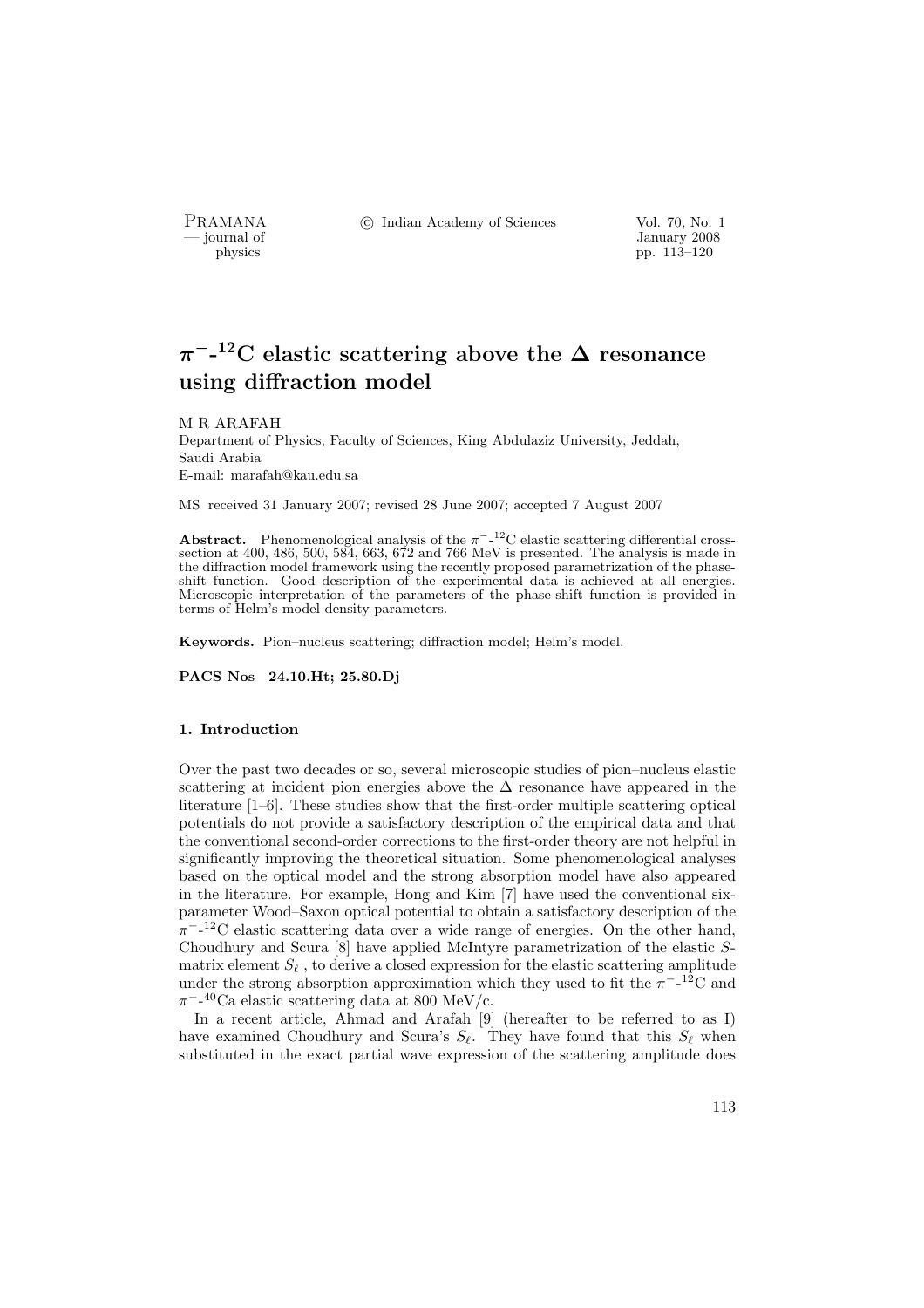# $\pi^-$-$^{12}$C elastic scattering above the $\Delta$ resonance using diffraction model

M R ARAFAH

Department of Physics, Faculty of Sciences, King Abdulaziz University, Jeddah, Saudi Arabia

E-mail: marafah@kau.edu.sa

MS received 31 January 2007; revised 28 June 2007; accepted 7 August 2007

**Abstract.** Phenomenological analysis of the $\pi^-$-$^{12}$C elastic scattering differential cross-section at 400, 486, 500, 584, 663, 672 and 766 MeV is presented. The analysis is made in the diffraction model framework using the recently proposed parametrization of the phase-shift function. Good description of the experimental data is achieved at all energies. Microscopic interpretation of the parameters of the phase-shift function is provided in terms of Helm's model density parameters.

**Keywords.** Pion–nucleus scattering; diffraction model; Helm's model.

**PACS Nos 24.10.Ht; 25.80.Dj**

## 1. Introduction

Over the past two decades or so, several microscopic studies of pion–nucleus elastic scattering at incident pion energies above the $\Delta$ resonance have appeared in the literature [1–6]. These studies show that the first-order multiple scattering optical potentials do not provide a satisfactory description of the empirical data and that the conventional second-order corrections to the first-order theory are not helpful in significantly improving the theoretical situation. Some phenomenological analyses based on the optical model and the strong absorption model have also appeared in the literature. For example, Hong and Kim [7] have used the conventional six-parameter Wood–Saxon optical potential to obtain a satisfactory description of the $\pi^-$-$^{12}$C elastic scattering data over a wide range of energies. On the other hand, Choudhury and Scura [8] have applied McIntyre parametrization of the elastic $S$-matrix element $S_\ell$ , to derive a closed expression for the elastic scattering amplitude under the strong absorption approximation which they used to fit the $\pi^-$-$^{12}$C and $\pi^-$-$^{40}$Ca elastic scattering data at 800 MeV/c.

In a recent article, Ahmad and Arafah [9] (hereafter to be referred to as I) have examined Choudhury and Scura's $S_\ell$. They have found that this $S_\ell$ when substituted in the exact partial wave expression of the scattering amplitude does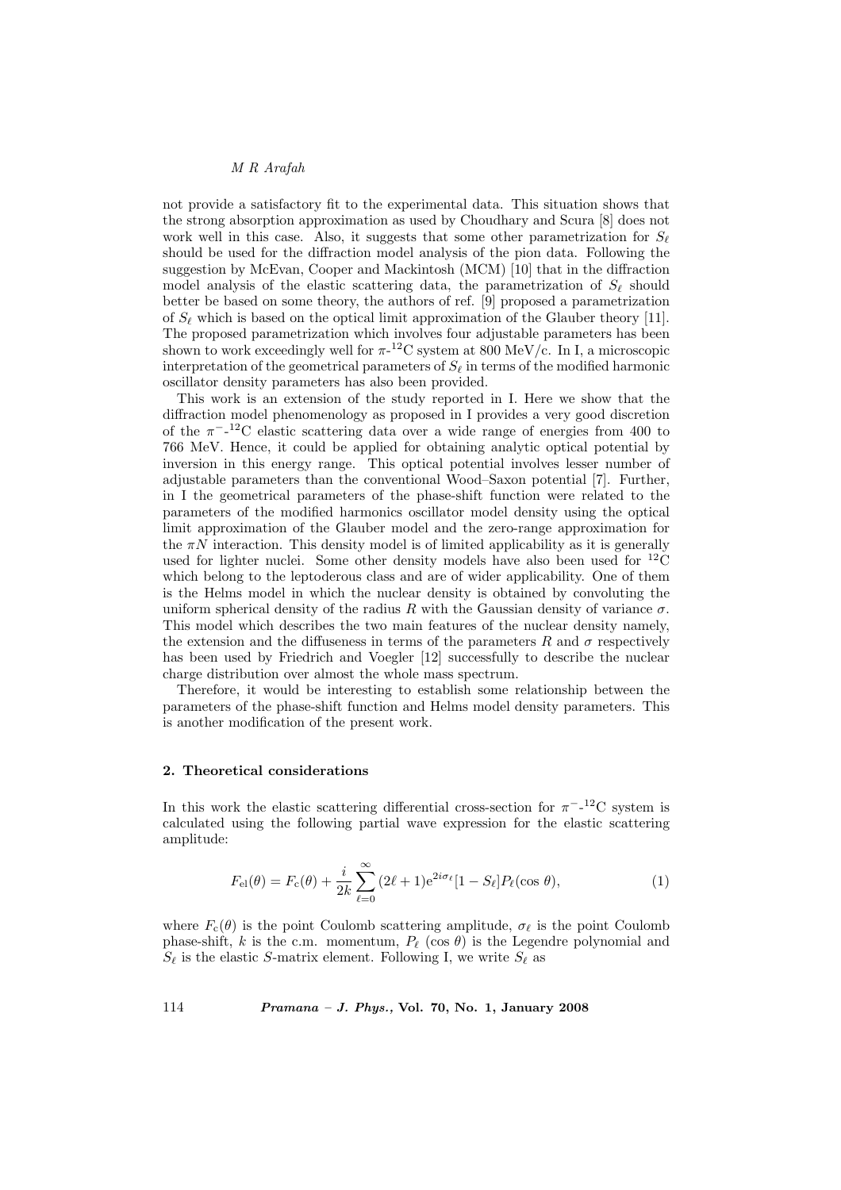not provide a satisfactory fit to the experimental data. This situation shows that the strong absorption approximation as used by Choudhary and Scura [8] does not work well in this case. Also, it suggests that some other parametrization for $S_\ell$ should be used for the diffraction model analysis of the pion data. Following the suggestion by McEvan, Cooper and Mackintosh (MCM) [10] that in the diffraction model analysis of the elastic scattering data, the parametrization of $S_\ell$ should better be based on some theory, the authors of ref. [9] proposed a parametrization of $S_\ell$ which is based on the optical limit approximation of the Glauber theory [11]. The proposed parametrization which involves four adjustable parameters has been shown to work exceedingly well for $\pi$-$^{12}$C system at 800 MeV/c. In I, a microscopic interpretation of the geometrical parameters of $S_\ell$ in terms of the modified harmonic oscillator density parameters has also been provided.

This work is an extension of the study reported in I. Here we show that the diffraction model phenomenology as proposed in I provides a very good discretion of the $\pi^-$-$^{12}$C elastic scattering data over a wide range of energies from 400 to 766 MeV. Hence, it could be applied for obtaining analytic optical potential by inversion in this energy range. This optical potential involves lesser number of adjustable parameters than the conventional Wood–Saxon potential [7]. Further, in I the geometrical parameters of the phase-shift function were related to the parameters of the modified harmonics oscillator model density using the optical limit approximation of the Glauber model and the zero-range approximation for the $\pi N$ interaction. This density model is of limited applicability as it is generally used for lighter nuclei. Some other density models have also been used for $^{12}$C which belong to the leptoderous class and are of wider applicability. One of them is the Helms model in which the nuclear density is obtained by convoluting the uniform spherical density of the radius $R$ with the Gaussian density of variance $\sigma$. This model which describes the two main features of the nuclear density namely, the extension and the diffuseness in terms of the parameters $R$ and $\sigma$ respectively has been used by Friedrich and Voegler [12] successfully to describe the nuclear charge distribution over almost the whole mass spectrum.

Therefore, it would be interesting to establish some relationship between the parameters of the phase-shift function and Helms model density parameters. This is another modification of the present work.

## 2. Theoretical considerations

In this work the elastic scattering differential cross-section for $\pi^-$-$^{12}$C system is calculated using the following partial wave expression for the elastic scattering amplitude:

$$F_{\mathrm{el}}(\theta) = F_{\mathrm{c}}(\theta) + \frac{i}{2k}\sum_{\ell=0}^{\infty}(2\ell+1)\mathrm{e}^{2i\sigma_\ell}[1 - S_\ell]P_\ell(\cos\theta), \tag{1}$$

where $F_{\mathrm{c}}(\theta)$ is the point Coulomb scattering amplitude, $\sigma_\ell$ is the point Coulomb phase-shift, $k$ is the c.m. momentum, $P_\ell$ $(\cos\theta)$ is the Legendre polynomial and $S_\ell$ is the elastic $S$-matrix element. Following I, we write $S_\ell$ as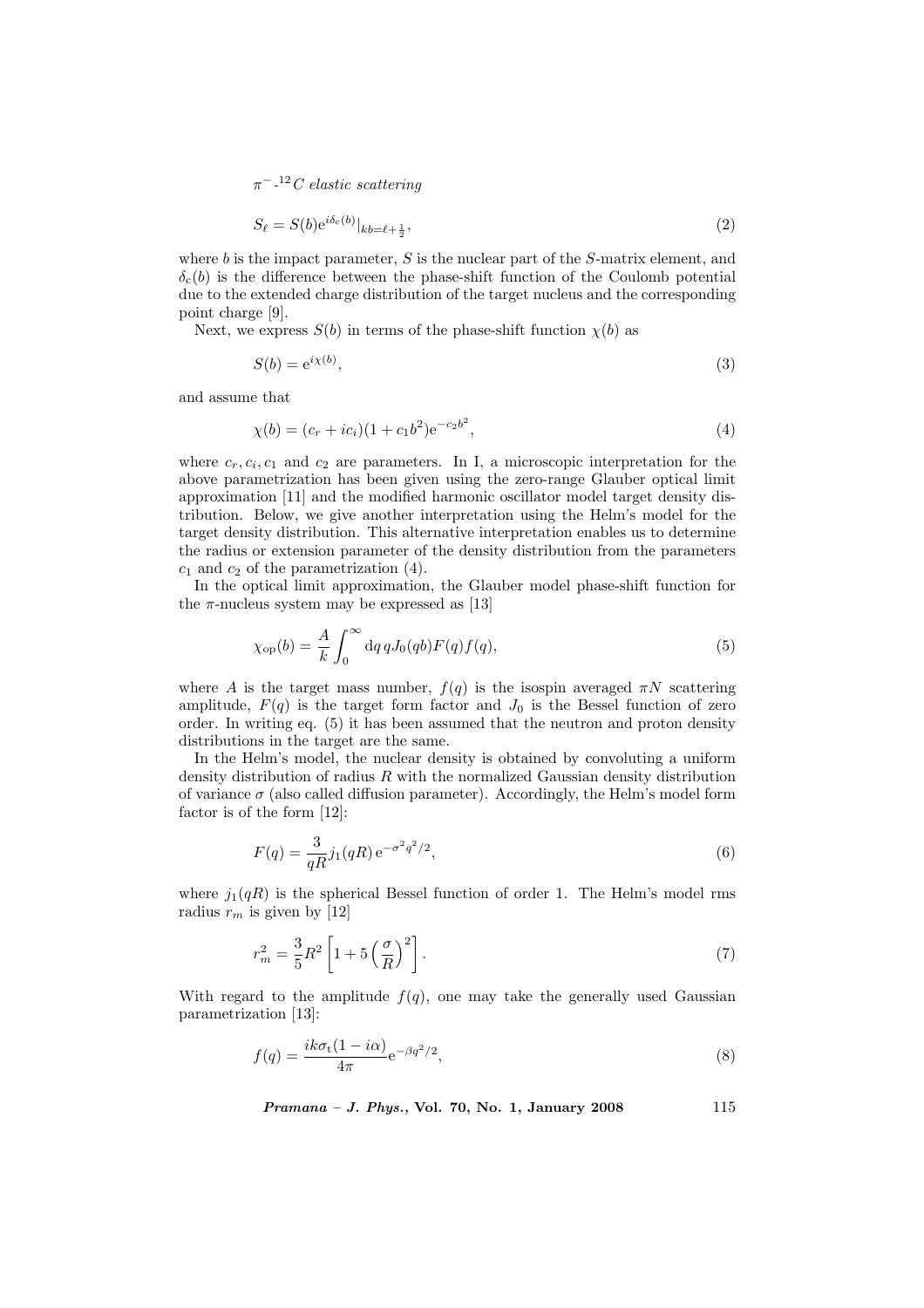$$S_\ell = S(b)\mathrm{e}^{i\delta_c(b)}|_{kb=\ell+\frac{1}{2}}, \tag{2}$$

where $b$ is the impact parameter, $S$ is the nuclear part of the $S$-matrix element, and $\delta_c(b)$ is the difference between the phase-shift function of the Coulomb potential due to the extended charge distribution of the target nucleus and the corresponding point charge [9].

Next, we express $S(b)$ in terms of the phase-shift function $\chi(b)$ as

$$S(b) = \mathrm{e}^{i\chi(b)}, \tag{3}$$

and assume that

$$\chi(b) = (c_r + ic_i)(1 + c_1 b^2)\mathrm{e}^{-c_2 b^2}, \tag{4}$$

where $c_r, c_i, c_1$ and $c_2$ are parameters. In I, a microscopic interpretation for the above parametrization has been given using the zero-range Glauber optical limit approximation [11] and the modified harmonic oscillator model target density distribution. Below, we give another interpretation using the Helm's model for the target density distribution. This alternative interpretation enables us to determine the radius or extension parameter of the density distribution from the parameters $c_1$ and $c_2$ of the parametrization (4).

In the optical limit approximation, the Glauber model phase-shift function for the $\pi$-nucleus system may be expressed as [13]

$$\chi_{\mathrm{op}}(b) = \frac{A}{k}\int_0^\infty \mathrm{d}q\, q J_0(qb) F(q) f(q), \tag{5}$$

where $A$ is the target mass number, $f(q)$ is the isospin averaged $\pi N$ scattering amplitude, $F(q)$ is the target form factor and $J_0$ is the Bessel function of zero order. In writing eq. (5) it has been assumed that the neutron and proton density distributions in the target are the same.

In the Helm's model, the nuclear density is obtained by convoluting a uniform density distribution of radius $R$ with the normalized Gaussian density distribution of variance $\sigma$ (also called diffusion parameter). Accordingly, the Helm's model form factor is of the form [12]:

$$F(q) = \frac{3}{qR} j_1(qR)\, \mathrm{e}^{-\sigma^2 q^2/2}, \tag{6}$$

where $j_1(qR)$ is the spherical Bessel function of order 1. The Helm's model rms radius $r_m$ is given by [12]

$$r_m^2 = \frac{3}{5}R^2\left[1 + 5\left(\frac{\sigma}{R}\right)^2\right]. \tag{7}$$

With regard to the amplitude $f(q)$, one may take the generally used Gaussian parametrization [13]:

$$f(q) = \frac{ik\sigma_{\mathrm{t}}(1 - i\alpha)}{4\pi}\mathrm{e}^{-\beta q^2/2}, \tag{8}$$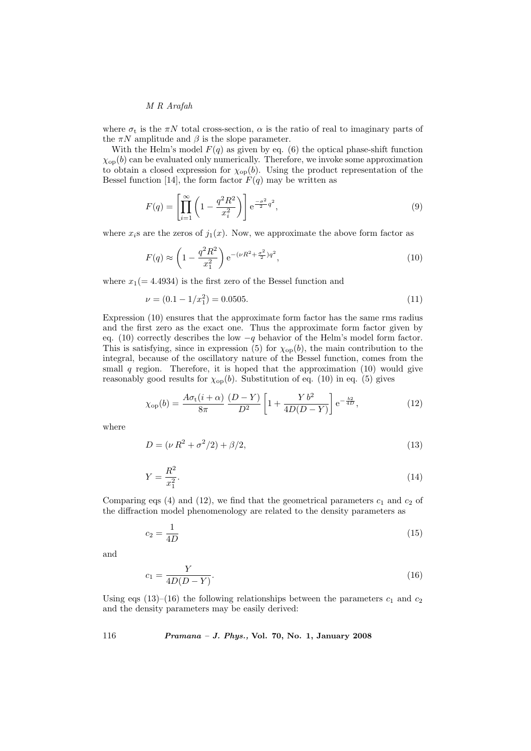where $\sigma_t$ is the $\pi N$ total cross-section, $\alpha$ is the ratio of real to imaginary parts of the $\pi N$ amplitude and $\beta$ is the slope parameter.

With the Helm's model $F(q)$ as given by eq. (6) the optical phase-shift function $\chi_{op}(b)$ can be evaluated only numerically. Therefore, we invoke some approximation to obtain a closed expression for $\chi_{op}(b)$. Using the product representation of the Bessel function [14], the form factor $F(q)$ may be written as

$$F(q) = \left[ \prod_{i=1}^{\infty} \left( 1 - \frac{q^2 R^2}{x_i^2} \right) \right] \mathrm{e}^{\frac{-\sigma^2}{2} q^2}, \tag{9}$$

where $x_i$s are the zeros of $j_1(x)$. Now, we approximate the above form factor as

$$F(q) \approx \left( 1 - \frac{q^2 R^2}{x_1^2} \right) \mathrm{e}^{-(\nu R^2 + \frac{\sigma^2}{2}) q^2}, \tag{10}$$

where $x_1 (= 4.4934)$ is the first zero of the Bessel function and

$$\nu = (0.1 - 1/x_1^2) = 0.0505. \tag{11}$$

Expression (10) ensures that the approximate form factor has the same rms radius and the first zero as the exact one. Thus the approximate form factor given by eq. (10) correctly describes the low $-q$ behavior of the Helm's model form factor. This is satisfying, since in expression (5) for $\chi_{op}(b)$, the main contribution to the integral, because of the oscillatory nature of the Bessel function, comes from the small $q$ region. Therefore, it is hoped that the approximation (10) would give reasonably good results for $\chi_{op}(b)$. Substitution of eq. (10) in eq. (5) gives

$$\chi_{op}(b) = \frac{A \sigma_t (i + \alpha)}{8\pi} \, \frac{(D - Y)}{D^2} \left[ 1 + \frac{Y \, b^2}{4D(D - Y)} \right] \mathrm{e}^{-\frac{b^2}{4D}}, \tag{12}$$

where

$$D = (\nu \, R^2 + \sigma^2/2) + \beta/2, \tag{13}$$

$$Y = \frac{R^2}{x_1^2}. \tag{14}$$

Comparing eqs (4) and (12), we find that the geometrical parameters $c_1$ and $c_2$ of the diffraction model phenomenology are related to the density parameters as

$$c_2 = \frac{1}{4D} \tag{15}$$

and

$$c_1 = \frac{Y}{4D(D - Y)}. \tag{16}$$

Using eqs (13)–(16) the following relationships between the parameters $c_1$ and $c_2$ and the density parameters may be easily derived: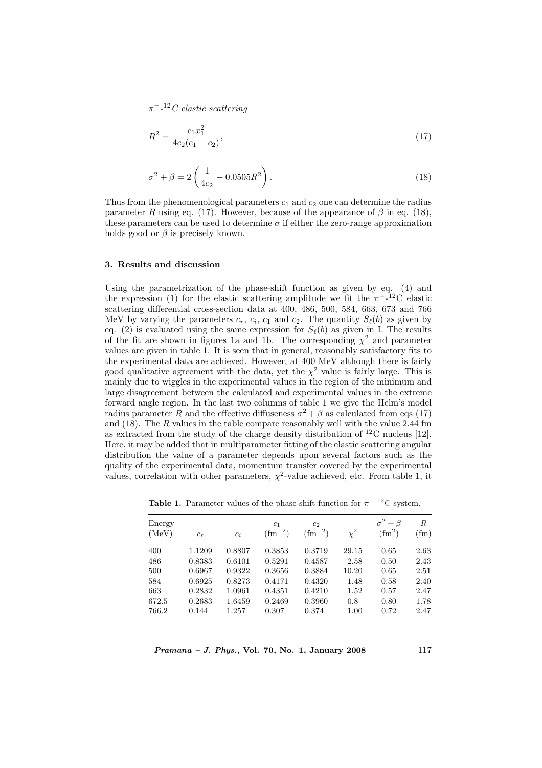$$R^2 = \frac{c_1 x_1^2}{4c_2(c_1 + c_2)}, \tag{17}$$

$$\sigma^2 + \beta = 2\left(\frac{1}{4c_2} - 0.0505R^2\right). \tag{18}$$

Thus from the phenomenological parameters $c_1$ and $c_2$ one can determine the radius parameter $R$ using eq. (17). However, because of the appearance of $\beta$ in eq. (18), these parameters can be used to determine $\sigma$ if either the zero-range approximation holds good or $\beta$ is precisely known.

### 3. Results and discussion

Using the parametrization of the phase-shift function as given by eq. (4) and the expression (1) for the elastic scattering amplitude we fit the $\pi^-$-$^{12}$C elastic scattering differential cross-section data at 400, 486, 500, 584, 663, 673 and 766 MeV by varying the parameters $c_r$, $c_i$, $c_1$ and $c_2$. The quantity $S_\ell(b)$ as given by eq. (2) is evaluated using the same expression for $S_\ell(b)$ as given in I. The results of the fit are shown in figures 1a and 1b. The corresponding $\chi^2$ and parameter values are given in table 1. It is seen that in general, reasonably satisfactory fits to the experimental data are achieved. However, at 400 MeV although there is fairly good qualitative agreement with the data, yet the $\chi^2$ value is fairly large. This is mainly due to wiggles in the experimental values in the region of the minimum and large disagreement between the calculated and experimental values in the extreme forward angle region. In the last two columns of table 1 we give the Helm's model radius parameter $R$ and the effective diffuseness $\sigma^2 + \beta$ as calculated from eqs (17) and (18). The $R$ values in the table compare reasonably well with the value 2.44 fm as extracted from the study of the charge density distribution of $^{12}$C nucleus [12]. Here, it may be added that in multiparameter fitting of the elastic scattering angular distribution the value of a parameter depends upon several factors such as the quality of the experimental data, momentum transfer covered by the experimental values, correlation with other parameters, $\chi^2$-value achieved, etc. From table 1, it

**Table 1.** Parameter values of the phase-shift function for $\pi^-$-$^{12}$C system.

| Energy (MeV) | $c_r$ | $c_i$ | $c_1$ (fm$^{-2}$) | $c_2$ (fm$^{-2}$) | $\chi^2$ | $\sigma^2 + \beta$ (fm$^2$) | $R$ (fm) |
|---|---|---|---|---|---|---|---|
| 400 | 1.1209 | 0.8807 | 0.3853 | 0.3719 | 29.15 | 0.65 | 2.63 |
| 486 | 0.8383 | 0.6101 | 0.5291 | 0.4587 | 2.58 | 0.50 | 2.43 |
| 500 | 0.6967 | 0.9322 | 0.3656 | 0.3884 | 10.20 | 0.65 | 2.51 |
| 584 | 0.6925 | 0.8273 | 0.4171 | 0.4320 | 1.48 | 0.58 | 2.40 |
| 663 | 0.2832 | 1.0961 | 0.4351 | 0.4210 | 1.52 | 0.57 | 2.47 |
| 672.5 | 0.2683 | 1.6459 | 0.2469 | 0.3960 | 0.8 | 0.80 | 1.78 |
| 766.2 | 0.144 | 1.257 | 0.307 | 0.374 | 1.00 | 0.72 | 2.47 |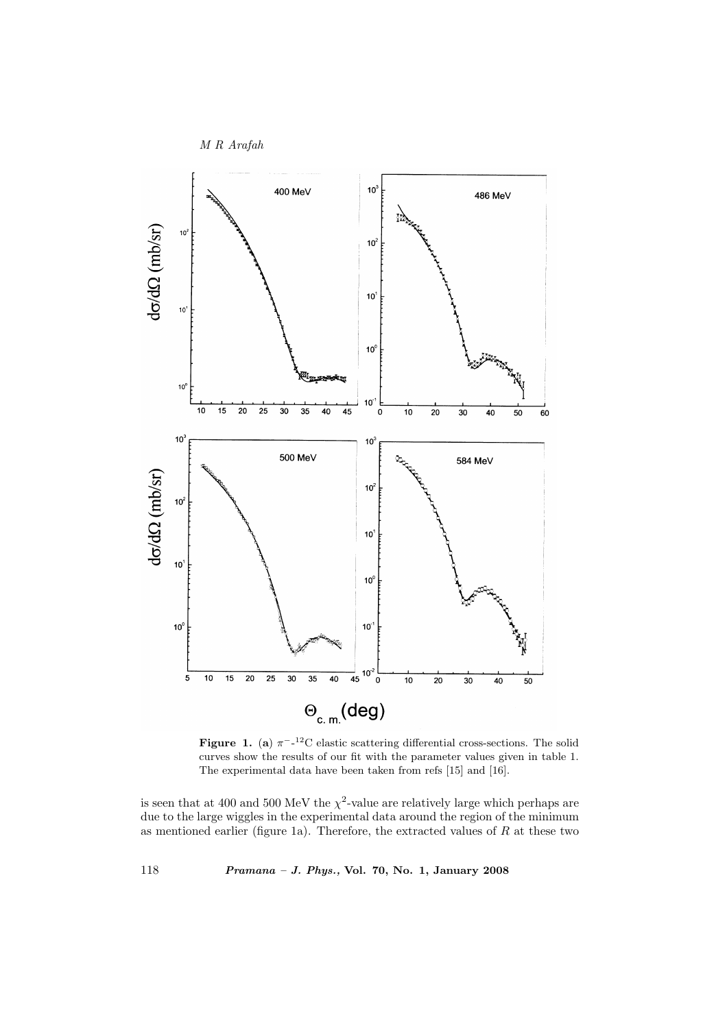**Figure 1.** (**a**) $\pi^-$-$^{12}$C elastic scattering differential cross-sections. The solid curves show the results of our fit with the parameter values given in table 1. The experimental data have been taken from refs [15] and [16].

is seen that at 400 and 500 MeV the $\chi^2$-value are relatively large which perhaps are due to the large wiggles in the experimental data around the region of the minimum as mentioned earlier (figure 1a). Therefore, the extracted values of $R$ at these two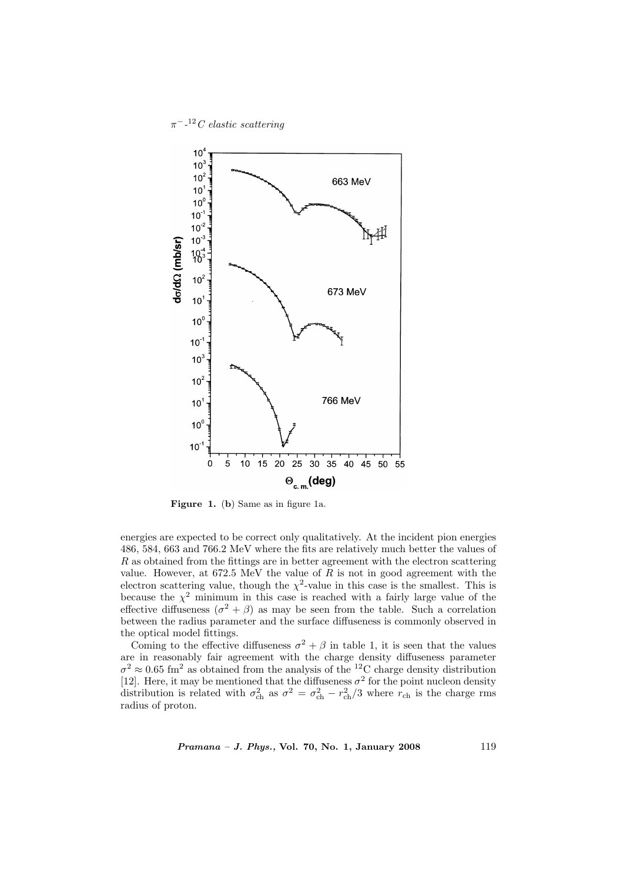**Figure 1.** (**b**) Same as in figure 1a.

energies are expected to be correct only qualitatively. At the incident pion energies 486, 584, 663 and 766.2 MeV where the fits are relatively much better the values of $R$ as obtained from the fittings are in better agreement with the electron scattering value. However, at 672.5 MeV the value of $R$ is not in good agreement with the electron scattering value, though the $\chi^2$-value in this case is the smallest. This is because the $\chi^2$ minimum in this case is reached with a fairly large value of the effective diffuseness ($\sigma^2 + \beta$) as may be seen from the table. Such a correlation between the radius parameter and the surface diffuseness is commonly observed in the optical model fittings.

Coming to the effective diffuseness $\sigma^2 + \beta$ in table 1, it is seen that the values are in reasonably fair agreement with the charge density diffuseness parameter $\sigma^2 \approx 0.65$ fm$^2$ as obtained from the analysis of the $^{12}$C charge density distribution [12]. Here, it may be mentioned that the diffuseness $\sigma^2$ for the point nucleon density distribution is related with $\sigma_{\rm ch}^2$ as $\sigma^2 = \sigma_{\rm ch}^2 - r_{\rm ch}^2/3$ where $r_{\rm ch}$ is the charge rms radius of proton.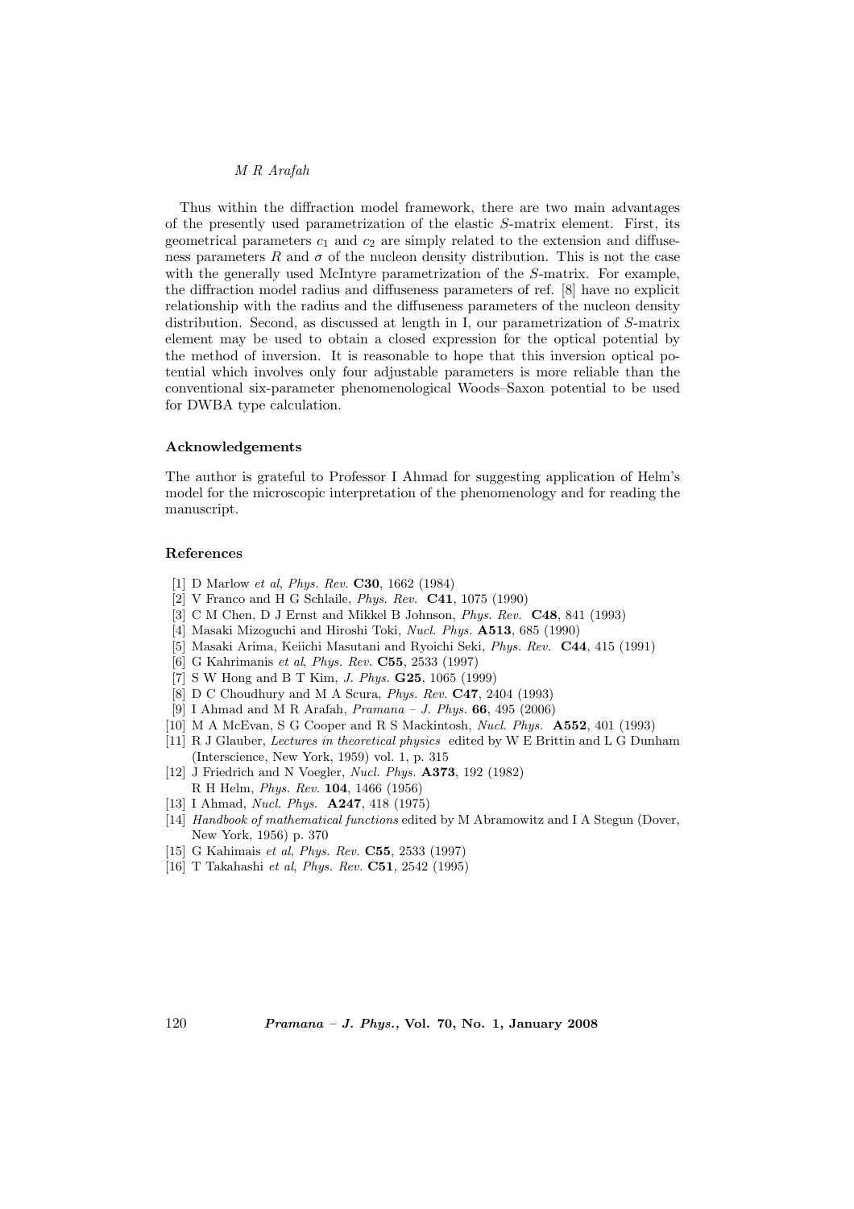Thus within the diffraction model framework, there are two main advantages of the presently used parametrization of the elastic $S$-matrix element. First, its geometrical parameters $c_1$ and $c_2$ are simply related to the extension and diffuseness parameters $R$ and $\sigma$ of the nucleon density distribution. This is not the case with the generally used McIntyre parametrization of the $S$-matrix. For example, the diffraction model radius and diffuseness parameters of ref. [8] have no explicit relationship with the radius and the diffuseness parameters of the nucleon density distribution. Second, as discussed at length in I, our parametrization of $S$-matrix element may be used to obtain a closed expression for the optical potential by the method of inversion. It is reasonable to hope that this inversion optical potential which involves only four adjustable parameters is more reliable than the conventional six-parameter phenomenological Woods–Saxon potential to be used for DWBA type calculation.

### Acknowledgements

The author is grateful to Professor I Ahmad for suggesting application of Helm's model for the microscopic interpretation of the phenomenology and for reading the manuscript.

### References

[1] D Marlow *et al*, *Phys. Rev.* **C30**, 1662 (1984)

[2] V Franco and H G Schlaile, *Phys. Rev.* **C41**, 1075 (1990)

[3] C M Chen, D J Ernst and Mikkel B Johnson, *Phys. Rev.* **C48**, 841 (1993)

[4] Masaki Mizoguchi and Hiroshi Toki, *Nucl. Phys.* **A513**, 685 (1990)

[5] Masaki Arima, Keiichi Masutani and Ryoichi Seki, *Phys. Rev.* **C44**, 415 (1991)

[6] G Kahrimanis *et al*, *Phys. Rev.* **C55**, 2533 (1997)

[7] S W Hong and B T Kim, *J. Phys.* **G25**, 1065 (1999)

[8] D C Choudhury and M A Scura, *Phys. Rev.* **C47**, 2404 (1993)

[9] I Ahmad and M R Arafah, *Pramana – J. Phys.* **66**, 495 (2006)

[10] M A McEvan, S G Cooper and R S Mackintosh, *Nucl. Phys.* **A552**, 401 (1993)

[11] R J Glauber, *Lectures in theoretical physics* edited by W E Brittin and L G Dunham (Interscience, New York, 1959) vol. 1, p. 315

[12] J Friedrich and N Voegler, *Nucl. Phys.* **A373**, 192 (1982)
R H Helm, *Phys. Rev.* **104**, 1466 (1956)

[13] I Ahmad, *Nucl. Phys.* **A247**, 418 (1975)

[14] *Handbook of mathematical functions* edited by M Abramowitz and I A Stegun (Dover, New York, 1956) p. 370

[15] G Kahimais *et al*, *Phys. Rev.* **C55**, 2533 (1997)

[16] T Takahashi *et al*, *Phys. Rev.* **C51**, 2542 (1995)